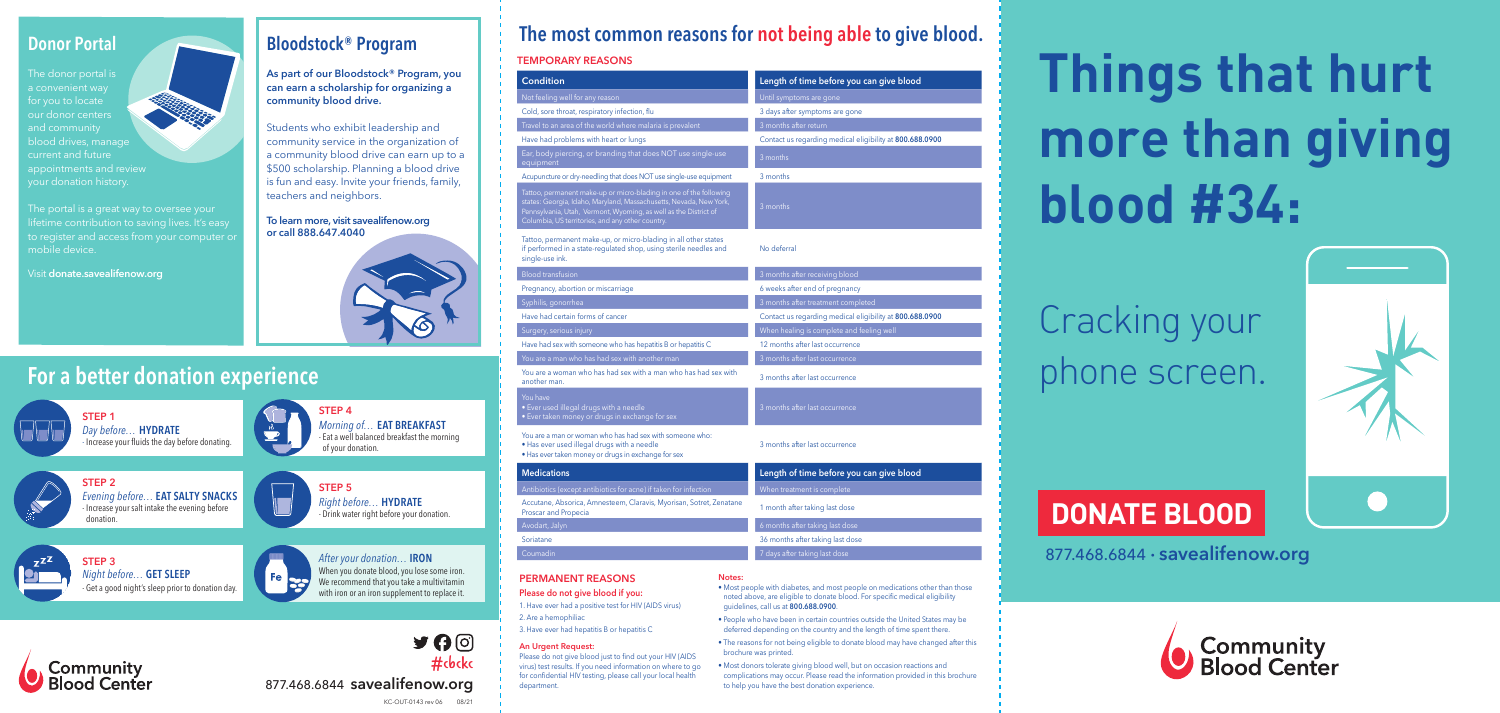## Donor Portal

The donor portal is a convenient way for you to locate our donor centers and community blood drives, manage current and future appointments and review your donation history.

The portal is a great way to oversee your lifetime contribution to saving lives. It's easy to register and access from your computer or mobile device.

Visit **donate.savealifenow.org**

## Bloodstock® Program

**As part of our Bloodstock® Program, you can earn a scholarship for organizing a community blood drive.**

Students who exhibit leadership and community service in the organization of a community blood drive can earn up to a $500 scholarship. Planning a blood drive is fun and easy. Invite your friends, family, teachers and neighbors.

**To learn more, visit savealifenow.org or call 888.647.4040**

## For a better donation experience

**STEP 1**
*Day before…* **HYDRATE**
- Increase your fluids the day before donating.

**STEP 2**
*Evening before…* **EAT SALTY SNACKS**
- Increase your salt intake the evening before donation.

**STEP 3**
*Night before…* **GET SLEEP**
- Get a good night's sleep prior to donation day.

**STEP 4**
*Morning of…* **EAT BREAKFAST**
- Eat a well balanced breakfast the morning of your donation.

**STEP 5**
*Right before…* **HYDRATE**
- Drink water right before your donation.

*After your donation…* **IRON**
When you donate blood, you lose some iron. We recommend that you take a multivitamin with iron or an iron supplement to replace it.

Community Blood Center

#cbckc

877.468.6844 **savealifenow.org**

KC-OUT-0143 rev 06 08/21

## The most common reasons for not being able to give blood.

### TEMPORARY REASONS

| Condition | Length of time before you can give blood |
|---|---|
| Not feeling well for any reason | Until symptoms are gone |
| Cold, sore throat, respiratory infection, flu | 3 days after symptoms are gone |
| Travel to an area of the world where malaria is prevalent | 3 months after return |
| Have had problems with heart or lungs | Contact us regarding medical eligibility at **800.688.0900** |
| Ear, body piercing, or branding that does NOT use single-use equipment | 3 months |
| Acupuncture or dry-needling that does NOT use single-use equipment | 3 months |
| Tattoo, permanent make-up or micro-blading in one of the following states: Georgia, Idaho, Maryland, Massachusetts, Nevada, New York, Pennsylvania, Utah, Vermont, Wyoming, as well as the District of Columbia, US territories, and any other country | 3 months |
| Tattoo, permanent make-up, or micro-blading in all other states if performed in a state-regulated shop, using sterile needles and single-use ink. | No deferral |
| Blood transfusion | 3 months after receiving blood |
| Pregnancy, abortion or miscarriage | 6 weeks after end of pregnancy |
| Syphilis, gonorrhea | 3 months after treatment completed |
| Have had certain forms of cancer | Contact us regarding medical eligibility at **800.688.0900** |
| Surgery, serious injury | When healing is complete and feeling well |
| Have had sex with someone who has hepatitis B or hepatitis C | 12 months after last occurrence |
| You are a man who has had sex with another man | 3 months after last occurrence |
| You are a woman who has had sex with a man who has had sex with another man. | 3 months after last occurrence |
| You have • Ever used illegal drugs with a needle • Ever taken money or drugs in exchange for sex | 3 months after last occurrence |
| You are a man or woman who has had sex with someone who: • Has ever used illegal drugs with a needle • Has ever taken money or drugs in exchange for sex | 3 months after last occurrence |

| Medications | Length of time before you can give blood |
|---|---|
| Antibiotics (except antibiotics for acne) if taken for infection | When treatment is complete |
| Accutane, Absorica, Amnesteem, Claravis, Myorisan, Sotret, Zenatane Proscar and Propecia | 1 month after taking last dose |
| Avodart, Jalyn | 6 months after taking last dose |
| Soriatane | 36 months after taking last dose |
| Coumadin | 7 days after taking last dose |

### PERMANENT REASONS

**Please do not give blood if you:**

1. Have ever had a positive test for HIV (AIDS virus)
2. Are a hemophiliac
3. Have ever had hepatitis B or hepatitis C

**An Urgent Request:**
Please do not give blood just to find out your HIV (AIDS virus) test results. If you need information on where to go for confidential HIV testing, please call your local health department.

**Notes:**

- Most people with diabetes, and most people on medications other than those noted above, are eligible to donate blood. For specific medical eligibility guidelines, call us at **800.688.0900**.
- People who have been in certain countries outside the United States may be deferred depending on the country and the length of time spent there.
- The reasons for not being eligible to donate blood may have changed after this brochure was printed.
- Most donors tolerate giving blood well, but on occasion reactions and complications may occur. Please read the information provided in this brochure to help you have the best donation experience.

# Things that hurt more than giving blood #34:

Cracking your phone screen.

## DONATE BLOOD

877.468.6844 · **savealifenow.org**

Community Blood Center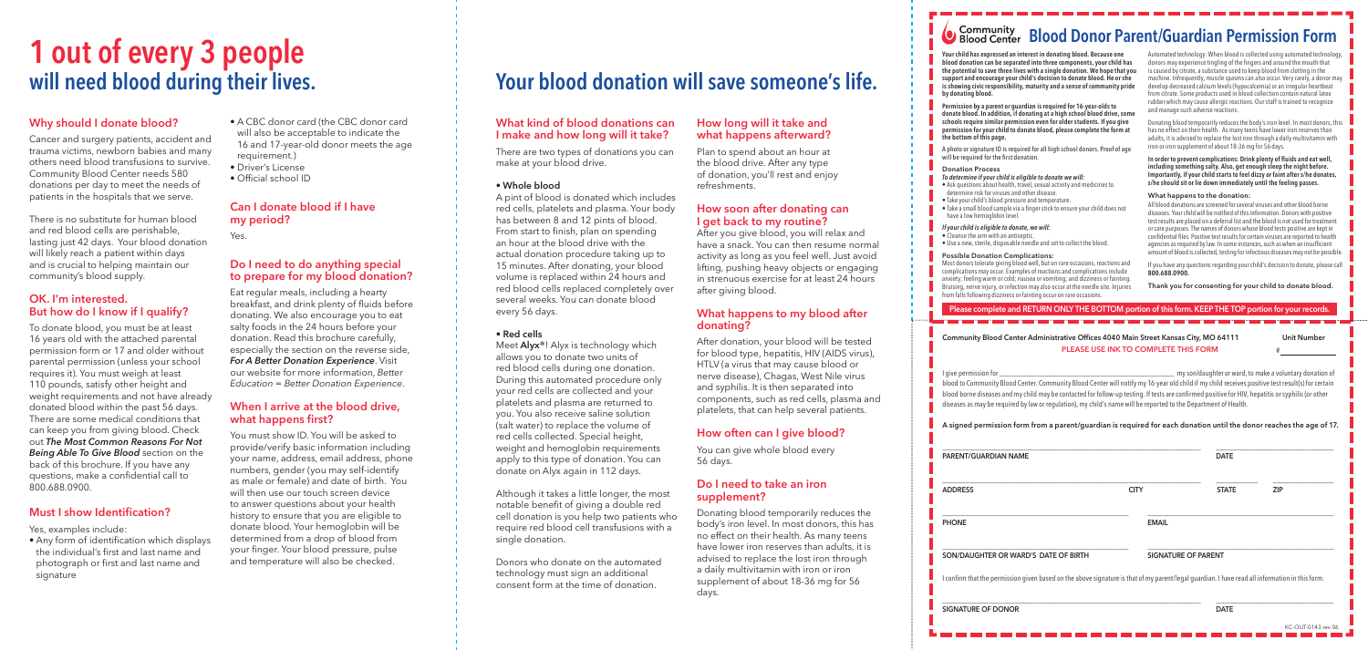# 1 out of every 3 people will need blood during their lives.

## Why should I donate blood?

Cancer and surgery patients, accident and trauma victims, newborn babies and many others need blood transfusions to survive. Community Blood Center needs 580 donations per day to meet the needs of patients in the hospitals that we serve.

There is no substitute for human blood and red blood cells are perishable, lasting just 42 days. Your blood donation will likely reach a patient within days and is crucial to helping maintain our community's blood supply.

## OK. I'm interested. But how do I know if I qualify?

To donate blood, you must be at least 16 years old with the attached parental permission form or 17 and older without parental permission (unless your school requires it). You must weigh at least 110 pounds, satisfy other height and weight requirements and not have already donated blood within the past 56 days. There are some medical conditions that can keep you from giving blood. Check out ***The Most Common Reasons For Not Being Able To Give Blood*** section on the back of this brochure. If you have any questions, make a confidential call to 800.688.0900.

## Must I show Identification?

Yes, examples include:

- Any form of identification which displays the individual's first and last name and photograph or first and last name and signature
- A CBC donor card (the CBC donor card will also be acceptable to indicate the 16 and 17-year-old donor meets the age requirement.)
- Driver's License
- Official school ID

## Can I donate blood if I have my period?

Yes.

## Do I need to do anything special to prepare for my blood donation?

Eat regular meals, including a hearty breakfast, and drink plenty of fluids before donating. We also encourage you to eat salty foods in the 24 hours before your donation. Read this brochure carefully, especially the section on the reverse side, ***For A Better Donation Experience***. Visit our website for more information, *Better Education = Better Donation Experience*.

## When I arrive at the blood drive, what happens first?

You must show ID. You will be asked to provide/verify basic information including your name, address, email address, phone numbers, gender (you may self-identify as male or female) and date of birth. You will then use our touch screen device to answer questions about your health history to ensure that you are eligible to donate blood. Your hemoglobin will be determined from a drop of blood from your finger. Your blood pressure, pulse and temperature will also be checked.

# Your blood donation will save someone's life.

## What kind of blood donations can I make and how long will it take?

There are two types of donations you can make at your blood drive.

**• Whole blood**

A pint of blood is donated which includes red cells, platelets and plasma. Your body has between 8 and 12 pints of blood. From start to finish, plan on spending an hour at the blood drive with the actual donation procedure taking up to 15 minutes. After donating, your blood volume is replaced within 24 hours and red blood cells replaced completely over several weeks. You can donate blood every 56 days.

**• Red cells**

Meet ***Alyx***®! Alyx is technology which allows you to donate two units of red blood cells during one donation. During this automated procedure only your red cells are collected and your platelets and plasma are returned to you. You also receive saline solution (salt water) to replace the volume of red cells collected. Special height, weight and hemoglobin requirements apply to this type of donation. You can donate on Alyx again in 112 days.

Although it takes a little longer, the most notable benefit of giving a double red cell donation is you help two patients who require red blood cell transfusions with a single donation.

Donors who donate on the automated technology must sign an additional consent form at the time of donation.

## How long will it take and what happens afterward?

Plan to spend about an hour at the blood drive. After any type of donation, you'll rest and enjoy refreshments.

## How soon after donating can I get back to my routine?

After you give blood, you will relax and have a snack. You can then resume normal activity as long as you feel well. Just avoid lifting, pushing heavy objects or engaging in strenuous exercise for at least 24 hours after giving blood.

## What happens to my blood after donating?

After donation, your blood will be tested for blood type, hepatitis, HIV (AIDS virus), HTLV (a virus that may cause blood or nerve disease), Chagas, West Nile virus and syphilis. It is then separated into components, such as red cells, plasma and platelets, that can help several patients.

## How often can I give blood?

You can give whole blood every 56 days.

## Do I need to take an iron supplement?

Donating blood temporarily reduces the body's iron level. In most donors, this has no effect on their health. As many teens have lower iron reserves than adults, it is advised to replace the lost iron through a daily multivitamin with iron or iron supplement of about 18-36 mg for 56 days.

# Community Blood Center Blood Donor Parent/Guardian Permission Form

**Your child has expressed an interest in donating blood. Because one blood donation can be separated into three components, your child has the potential to save three lives with a single donation. We hope that you support and encourage your child's decision to donate blood. He or she is showing civic responsibility, maturity and a sense of community pride by donating blood.**

**Permission by a parent or guardian is required for 16-year-olds to donate blood. In addition, if donating at a high school blood drive, some schools require similar permission even for older students. If you give permission for your child to donate blood, please complete the form at the bottom of this page.**

A photo or signature ID is required for all high school donors. Proof of age will be required for the first donation.

**Donation Process**

***To determine if your child is eligible to donate we will:***

- Ask questions about health, travel, sexual activity and medicines to determine risk for viruses and other disease.
- Take your child's blood pressure and temperature.
- Take a small blood sample via a finger stick to ensure your child does not have a low hemoglobin level.

***If your child is eligible to donate, we will:***

- Cleanse the arm with an antiseptic.
- Use a new, sterile, disposable needle and set to collect the blood.

**Possible Donation Complications:**

Most donors tolerate giving blood well, but on rare occasions, reactions and complications may occur. Examples of reactions and complications include anxiety; feeling warm or cold; nausea or vomiting; and dizziness or fainting. Bruising, nerve injury, or infection may also occur at the needle site. Injuries from falls following dizziness or fainting occur on rare occasions.

Automated technology: When blood is collected using automated technology, donors may experience tingling of the fingers and around the mouth that is caused by citrate, a substance used to keep blood from clotting in the machine. Infrequently, muscle spasms can also occur. Very rarely, a donor may develop decreased calcium levels (hypocalcemia) or an irregular heartbeat from citrate. Some products used in blood collection contain natural latex rubber which may cause allergic reactions. Our staff is trained to recognize and manage such adverse reactions.

Donating blood temporarily reduces the body's iron level. In most donors, this has no effect on their health. As many teens have lower iron reserves than adults, it is advised to replace the lost iron through a daily multivitamin with iron or iron supplement of about 18-36 mg for 56 days.

**In order to prevent complications: Drink plenty of fluids and eat well, including something salty. Also, get enough sleep the night before. Importantly, if your child starts to feel dizzy or faint after s/he donates, s/he should sit or lie down immediately until the feeling passes.**

**What happens to the donation:**

All blood donations are screened for several viruses and other blood borne diseases. Your child will be notified of this information. Donors with positive test results are placed on a deferral list and the blood is not used for treatment or care purposes. The names of donors whose blood tests positive are kept in confidential files. Positive test results for certain viruses are reported to health agencies as required by law. In some instances, such as when an insufficient amount of blood is collected, testing for infectious diseases may not be possible.

If you have any questions regarding your child's decision to donate, please call **800.688.0900.**

**Thank you for consenting for your child to donate blood.**

**Please complete and RETURN ONLY THE BOTTOM portion of this form. KEEP THE TOP portion for your records.**

**Community Blood Center Administrative Offices 4040 Main Street Kansas City, MO 64111** **Unit Number**

**PLEASE USE INK TO COMPLETE THIS FORM** #\_\_\_\_\_\_\_\_\_\_

I give permission for \_\_\_\_\_\_\_\_\_\_\_\_\_\_\_\_\_\_\_\_\_\_\_\_\_\_\_\_\_\_ my son/daughter or ward, to make a voluntary donation of blood to Community Blood Center. Community Blood Center will notify my 16-year old child if my child receives positive test result(s) for certain blood borne diseases and my child may be contacted for follow-up testing. If tests are confirmed positive for HIV, hepatitis or syphilis (or other diseases as may be required by law or regulation), my child's name will be reported to the Department of Health.

**A signed permission form from a parent/guardian is required for each donation until the donor reaches the age of 17.**

| | | | |
|---|---|---|---|
| PARENT/GUARDIAN NAME | | DATE | |
| ADDRESS | CITY | STATE | ZIP |
| PHONE | EMAIL | | |
| SON/DAUGHTER OR WARD'S DATE OF BIRTH | SIGNATURE OF PARENT | | |

I confirm that the permission given based on the above signature is that of my parent/legal guardian. I have read all information in this form.

| | |
|---|---|
| SIGNATURE OF DONOR | DATE |

KC-OUT-0143 rev 06